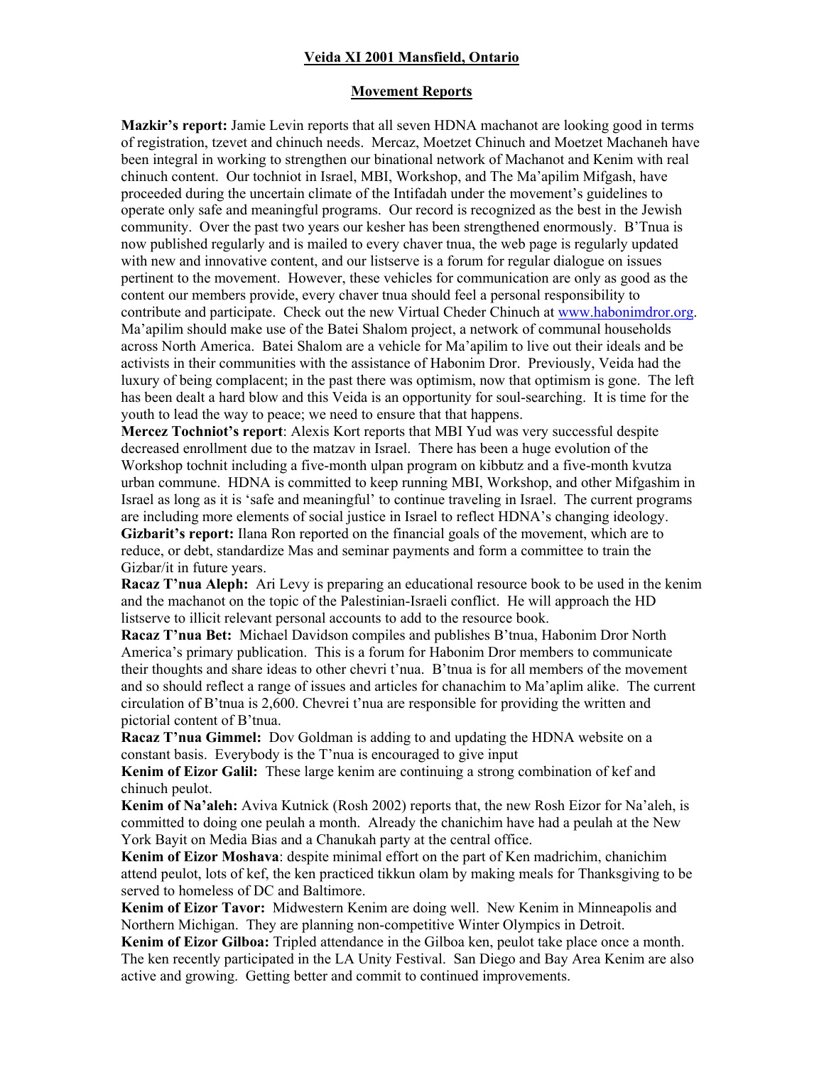# Veida XI 2001 Mansfield, Ontario

## Movement Reports

**Mazkir's report:** Jamie Levin reports that all seven HDNA machanot are looking good in terms of registration, tzevet and chinuch needs. Mercaz, Moetzet Chinuch and Moetzet Machaneh have been integral in working to strengthen our binational network of Machanot and Kenim with real chinuch content. Our tochniot in Israel, MBI, Workshop, and The Ma'apilim Mifgash, have proceeded during the uncertain climate of the Intifadah under the movement's guidelines to operate only safe and meaningful programs. Our record is recognized as the best in the Jewish community. Over the past two years our kesher has been strengthened enormously. B'Tnua is now published regularly and is mailed to every chaver tnua, the web page is regularly updated with new and innovative content, and our listserve is a forum for regular dialogue on issues pertinent to the movement. However, these vehicles for communication are only as good as the content our members provide, every chaver tnua should feel a personal responsibility to contribute and participate. Check out the new Virtual Cheder Chinuch at www.habonimdror.org. Ma'apilim should make use of the Batei Shalom project, a network of communal households across North America. Batei Shalom are a vehicle for Ma'apilim to live out their ideals and be activists in their communities with the assistance of Habonim Dror. Previously, Veida had the luxury of being complacent; in the past there was optimism, now that optimism is gone. The left has been dealt a hard blow and this Veida is an opportunity for soul-searching. It is time for the youth to lead the way to peace; we need to ensure that that happens.

**Mercez Tochniot's report**: Alexis Kort reports that MBI Yud was very successful despite decreased enrollment due to the matzav in Israel. There has been a huge evolution of the Workshop tochnit including a five-month ulpan program on kibbutz and a five-month kvutza urban commune. HDNA is committed to keep running MBI, Workshop, and other Mifgashim in Israel as long as it is 'safe and meaningful' to continue traveling in Israel. The current programs are including more elements of social justice in Israel to reflect HDNA's changing ideology.

**Gizbarit's report:** Ilana Ron reported on the financial goals of the movement, which are to reduce, or debt, standardize Mas and seminar payments and form a committee to train the Gizbar/it in future years.

**Racaz T'nua Aleph:** Ari Levy is preparing an educational resource book to be used in the kenim and the machanot on the topic of the Palestinian-Israeli conflict. He will approach the HD listserve to illicit relevant personal accounts to add to the resource book.

**Racaz T'nua Bet:** Michael Davidson compiles and publishes B'tnua, Habonim Dror North America's primary publication. This is a forum for Habonim Dror members to communicate their thoughts and share ideas to other chevri t'nua. B'tnua is for all members of the movement and so should reflect a range of issues and articles for chanachim to Ma'aplim alike. The current circulation of B'tnua is 2,600. Chevrei t'nua are responsible for providing the written and pictorial content of B'tnua.

**Racaz T'nua Gimmel:** Dov Goldman is adding to and updating the HDNA website on a constant basis. Everybody is the T'nua is encouraged to give input

**Kenim of Eizor Galil:** These large kenim are continuing a strong combination of kef and chinuch peulot.

**Kenim of Na'aleh:** Aviva Kutnick (Rosh 2002) reports that, the new Rosh Eizor for Na'aleh, is committed to doing one peulah a month. Already the chanichim have had a peulah at the New York Bayit on Media Bias and a Chanukah party at the central office.

**Kenim of Eizor Moshava**: despite minimal effort on the part of Ken madrichim, chanichim attend peulot, lots of kef, the ken practiced tikkun olam by making meals for Thanksgiving to be served to homeless of DC and Baltimore.

**Kenim of Eizor Tavor:** Midwestern Kenim are doing well. New Kenim in Minneapolis and Northern Michigan. They are planning non-competitive Winter Olympics in Detroit.

**Kenim of Eizor Gilboa:** Tripled attendance in the Gilboa ken, peulot take place once a month. The ken recently participated in the LA Unity Festival. San Diego and Bay Area Kenim are also active and growing. Getting better and commit to continued improvements.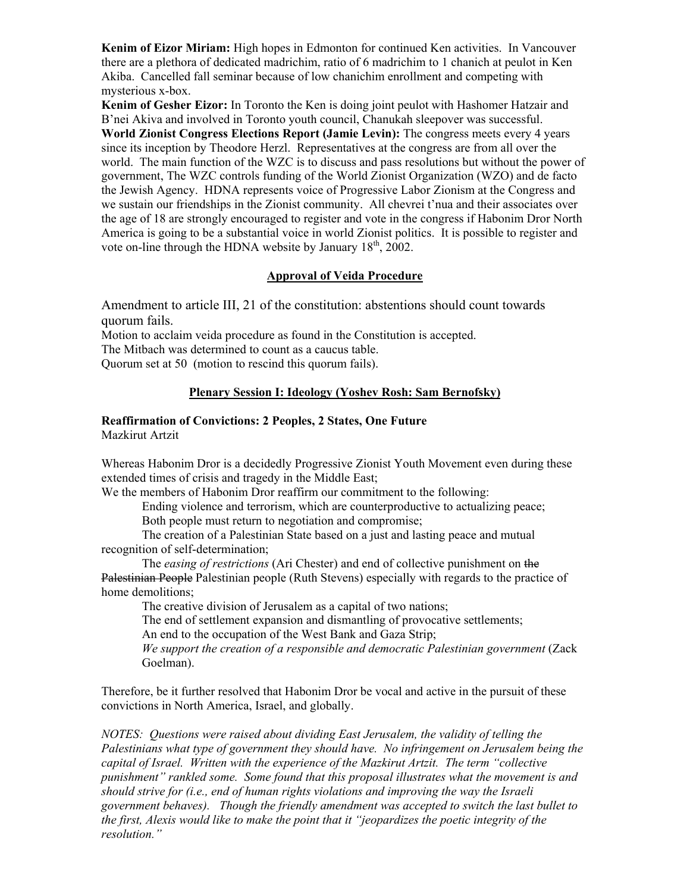**Kenim of Eizor Miriam:** High hopes in Edmonton for continued Ken activities. In Vancouver there are a plethora of dedicated madrichim, ratio of 6 madrichim to 1 chanich at peulot in Ken Akiba. Cancelled fall seminar because of low chanichim enrollment and competing with mysterious x-box.

**Kenim of Gesher Eizor:** In Toronto the Ken is doing joint peulot with Hashomer Hatzair and B'nei Akiva and involved in Toronto youth council, Chanukah sleepover was successful.

**World Zionist Congress Elections Report (Jamie Levin):** The congress meets every 4 years since its inception by Theodore Herzl. Representatives at the congress are from all over the world. The main function of the WZC is to discuss and pass resolutions but without the power of government, The WZC controls funding of the World Zionist Organization (WZO) and de facto the Jewish Agency. HDNA represents voice of Progressive Labor Zionism at the Congress and we sustain our friendships in the Zionist community. All chevrei t'nua and their associates over the age of 18 are strongly encouraged to register and vote in the congress if Habonim Dror North America is going to be a substantial voice in world Zionist politics. It is possible to register and vote on-line through the HDNA website by January 18th, 2002.

## Approval of Veida Procedure

Amendment to article III, 21 of the constitution: abstentions should count towards quorum fails.

Motion to acclaim veida procedure as found in the Constitution is accepted.

The Mitbach was determined to count as a caucus table.

Quorum set at 50 (motion to rescind this quorum fails).

## Plenary Session I: Ideology (Yoshev Rosh: Sam Bernofsky)

**Reaffirmation of Convictions: 2 Peoples, 2 States, One Future**
Mazkirut Artzit

Whereas Habonim Dror is a decidedly Progressive Zionist Youth Movement even during these extended times of crisis and tragedy in the Middle East;

We the members of Habonim Dror reaffirm our commitment to the following:

Ending violence and terrorism, which are counterproductive to actualizing peace;

Both people must return to negotiation and compromise;

The creation of a Palestinian State based on a just and lasting peace and mutual recognition of self-determination;

The *easing of restrictions* (Ari Chester) and end of collective punishment on ~~the Palestinian People~~ Palestinian people (Ruth Stevens) especially with regards to the practice of home demolitions;

The creative division of Jerusalem as a capital of two nations;

The end of settlement expansion and dismantling of provocative settlements;

An end to the occupation of the West Bank and Gaza Strip;

*We support the creation of a responsible and democratic Palestinian government* (Zack Goelman).

Therefore, be it further resolved that Habonim Dror be vocal and active in the pursuit of these convictions in North America, Israel, and globally.

*NOTES: Questions were raised about dividing East Jerusalem, the validity of telling the Palestinians what type of government they should have. No infringement on Jerusalem being the capital of Israel. Written with the experience of the Mazkirut Artzit. The term "collective punishment" rankled some. Some found that this proposal illustrates what the movement is and should strive for (i.e., end of human rights violations and improving the way the Israeli government behaves). Though the friendly amendment was accepted to switch the last bullet to the first, Alexis would like to make the point that it "jeopardizes the poetic integrity of the resolution."*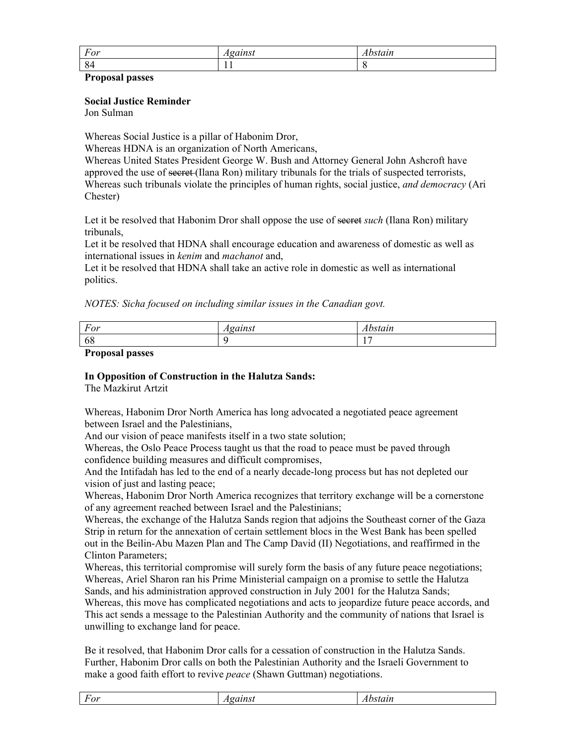| *For* | *Against* | *Abstain* |
|---|---|---|
| 84 | 11 | 8 |

**Proposal passes**

**Social Justice Reminder**
Jon Sulman

Whereas Social Justice is a pillar of Habonim Dror,
Whereas HDNA is an organization of North Americans,
Whereas United States President George W. Bush and Attorney General John Ashcroft have approved the use of ~~secret~~ (Ilana Ron) military tribunals for the trials of suspected terrorists,
Whereas such tribunals violate the principles of human rights, social justice, *and democracy* (Ari Chester)

Let it be resolved that Habonim Dror shall oppose the use of ~~secret~~ *such* (Ilana Ron) military tribunals,
Let it be resolved that HDNA shall encourage education and awareness of domestic as well as international issues in *kenim* and *machanot* and,
Let it be resolved that HDNA shall take an active role in domestic as well as international politics.

*NOTES: Sicha focused on including similar issues in the Canadian govt.*

| *For* | *Against* | *Abstain* |
|---|---|---|
| 68 | 9 | 17 |

**Proposal passes**

**In Opposition of Construction in the Halutza Sands:**
The Mazkirut Artzit

Whereas, Habonim Dror North America has long advocated a negotiated peace agreement between Israel and the Palestinians,
And our vision of peace manifests itself in a two state solution;
Whereas, the Oslo Peace Process taught us that the road to peace must be paved through confidence building measures and difficult compromises,
And the Intifadah has led to the end of a nearly decade-long process but has not depleted our vision of just and lasting peace;
Whereas, Habonim Dror North America recognizes that territory exchange will be a cornerstone of any agreement reached between Israel and the Palestinians;
Whereas, the exchange of the Halutza Sands region that adjoins the Southeast corner of the Gaza Strip in return for the annexation of certain settlement blocs in the West Bank has been spelled out in the Beilin-Abu Mazen Plan and The Camp David (II) Negotiations, and reaffirmed in the Clinton Parameters;
Whereas, this territorial compromise will surely form the basis of any future peace negotiations;
Whereas, Ariel Sharon ran his Prime Ministerial campaign on a promise to settle the Halutza Sands, and his administration approved construction in July 2001 for the Halutza Sands;
Whereas, this move has complicated negotiations and acts to jeopardize future peace accords, and
This act sends a message to the Palestinian Authority and the community of nations that Israel is unwilling to exchange land for peace.

Be it resolved, that Habonim Dror calls for a cessation of construction in the Halutza Sands.
Further, Habonim Dror calls on both the Palestinian Authority and the Israeli Government to make a good faith effort to revive *peace* (Shawn Guttman) negotiations.

| *For* | *Against* | *Abstain* |
|---|---|---|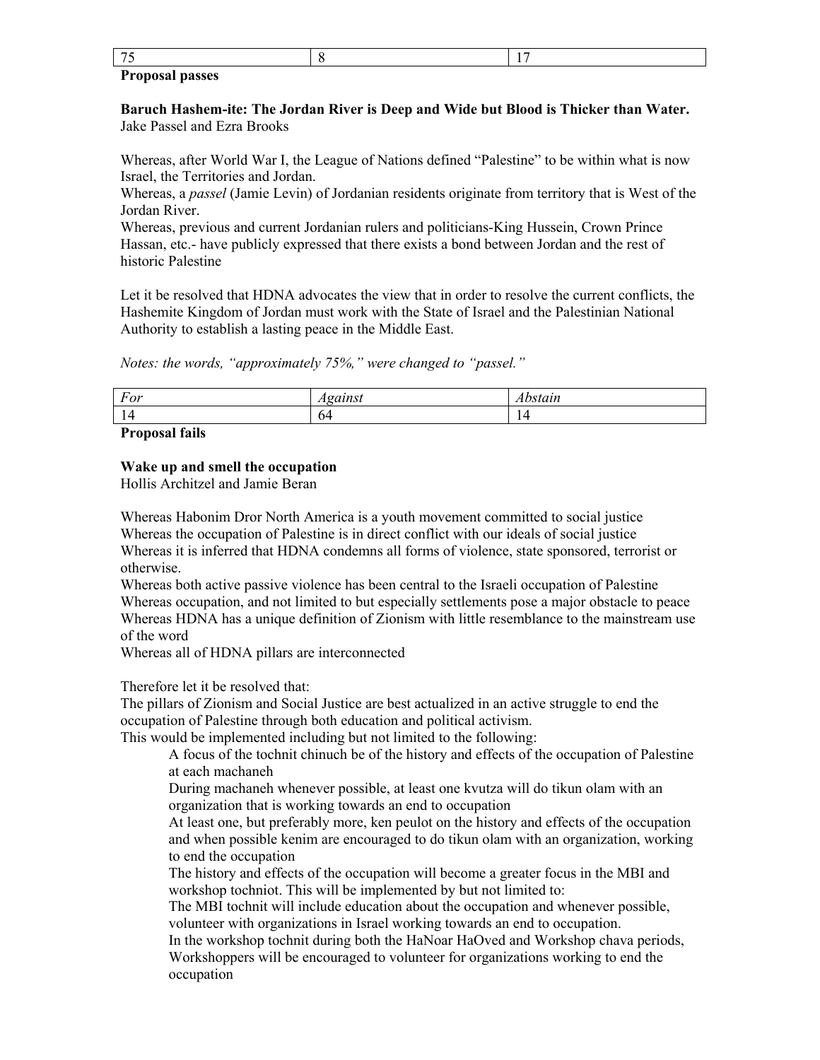| 75 | 8 | 17 |
|---|---|---|

**Proposal passes**

**Baruch Hashem-ite: The Jordan River is Deep and Wide but Blood is Thicker than Water.**
Jake Passel and Ezra Brooks

Whereas, after World War I, the League of Nations defined "Palestine" to be within what is now Israel, the Territories and Jordan.
Whereas, a *passel* (Jamie Levin) of Jordanian residents originate from territory that is West of the Jordan River.
Whereas, previous and current Jordanian rulers and politicians-King Hussein, Crown Prince Hassan, etc.- have publicly expressed that there exists a bond between Jordan and the rest of historic Palestine

Let it be resolved that HDNA advocates the view that in order to resolve the current conflicts, the Hashemite Kingdom of Jordan must work with the State of Israel and the Palestinian National Authority to establish a lasting peace in the Middle East.

*Notes: the words, "approximately 75%," were changed to "passel."*

| *For* | *Against* | *Abstain* |
|---|---|---|
| 14 | 64 | 14 |

**Proposal fails**

**Wake up and smell the occupation**
Hollis Architzel and Jamie Beran

Whereas Habonim Dror North America is a youth movement committed to social justice
Whereas the occupation of Palestine is in direct conflict with our ideals of social justice
Whereas it is inferred that HDNA condemns all forms of violence, state sponsored, terrorist or otherwise.
Whereas both active passive violence has been central to the Israeli occupation of Palestine
Whereas occupation, and not limited to but especially settlements pose a major obstacle to peace
Whereas HDNA has a unique definition of Zionism with little resemblance to the mainstream use of the word
Whereas all of HDNA pillars are interconnected

Therefore let it be resolved that:
The pillars of Zionism and Social Justice are best actualized in an active struggle to end the occupation of Palestine through both education and political activism.
This would be implemented including but not limited to the following:

- A focus of the tochnit chinuch be of the history and effects of the occupation of Palestine at each machaneh
- During machaneh whenever possible, at least one kvutza will do tikun olam with an organization that is working towards an end to occupation
- At least one, but preferably more, ken peulot on the history and effects of the occupation and when possible kenim are encouraged to do tikun olam with an organization, working to end the occupation
- The history and effects of the occupation will become a greater focus in the MBI and workshop techniot. This will be implemented by but not limited to:
- The MBI tochnit will include education about the occupation and whenever possible, volunteer with organizations in Israel working towards an end to occupation.
- In the workshop tochnit during both the HaNoar HaOved and Workshop chava periods, Workshoppers will be encouraged to volunteer for organizations working to end the occupation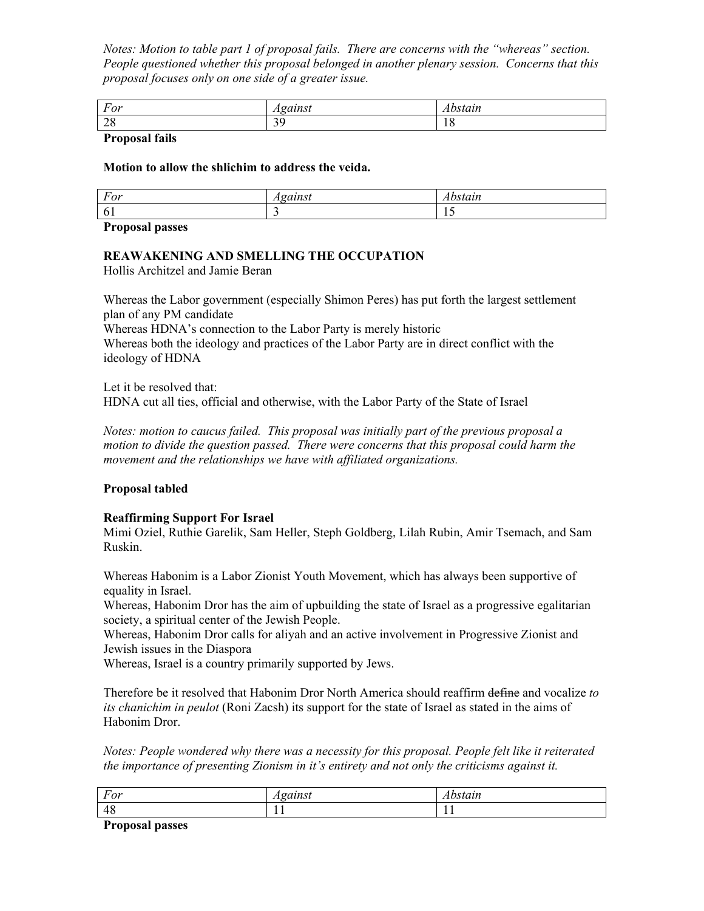*Notes: Motion to table part 1 of proposal fails. There are concerns with the "whereas" section. People questioned whether this proposal belonged in another plenary session. Concerns that this proposal focuses only on one side of a greater issue.*

| *For* | *Against* | *Abstain* |
|---|---|---|
| 28 | 39 | 18 |

**Proposal fails**

**Motion to allow the shlichim to address the veida.**

| *For* | *Against* | *Abstain* |
|---|---|---|
| 61 | 3 | 15 |

**Proposal passes**

**REAWAKENING AND SMELLING THE OCCUPATION**
Hollis Architzel and Jamie Beran

Whereas the Labor government (especially Shimon Peres) has put forth the largest settlement plan of any PM candidate
Whereas HDNA's connection to the Labor Party is merely historic
Whereas both the ideology and practices of the Labor Party are in direct conflict with the ideology of HDNA

Let it be resolved that:
HDNA cut all ties, official and otherwise, with the Labor Party of the State of Israel

*Notes: motion to caucus failed. This proposal was initially part of the previous proposal a motion to divide the question passed. There were concerns that this proposal could harm the movement and the relationships we have with affiliated organizations.*

**Proposal tabled**

**Reaffirming Support For Israel**
Mimi Oziel, Ruthie Garelik, Sam Heller, Steph Goldberg, Lilah Rubin, Amir Tsemach, and Sam Ruskin.

Whereas Habonim is a Labor Zionist Youth Movement, which has always been supportive of equality in Israel.
Whereas, Habonim Dror has the aim of upbuilding the state of Israel as a progressive egalitarian society, a spiritual center of the Jewish People.
Whereas, Habonim Dror calls for aliyah and an active involvement in Progressive Zionist and Jewish issues in the Diaspora
Whereas, Israel is a country primarily supported by Jews.

Therefore be it resolved that Habonim Dror North America should reaffirm ~~define~~ and vocalize *to its chanichim in peulot* (Roni Zacsh) its support for the state of Israel as stated in the aims of Habonim Dror.

*Notes: People wondered why there was a necessity for this proposal. People felt like it reiterated the importance of presenting Zionism in it's entirety and not only the criticisms against it.*

| *For* | *Against* | *Abstain* |
|---|---|---|
| 48 | 11 | 11 |

**Proposal passes**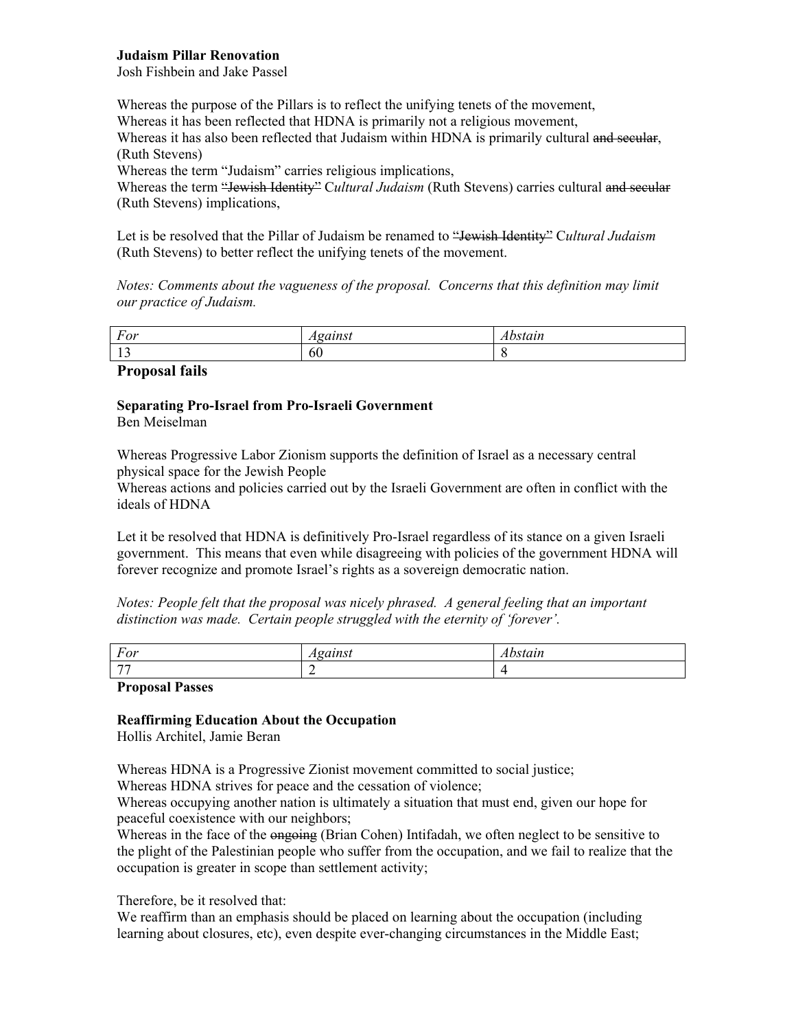**Judaism Pillar Renovation**
Josh Fishbein and Jake Passel

Whereas the purpose of the Pillars is to reflect the unifying tenets of the movement,
Whereas it has been reflected that HDNA is primarily not a religious movement,
Whereas it has also been reflected that Judaism within HDNA is primarily cultural ~~and secular~~, (Ruth Stevens)
Whereas the term "Judaism" carries religious implications,
Whereas the term ~~"Jewish Identity"~~ *Cultural Judaism* (Ruth Stevens) carries cultural ~~and secular~~ (Ruth Stevens) implications,

Let is be resolved that the Pillar of Judaism be renamed to ~~"Jewish Identity"~~ *Cultural Judaism* (Ruth Stevens) to better reflect the unifying tenets of the movement.

*Notes: Comments about the vagueness of the proposal. Concerns that this definition may limit our practice of Judaism.*

| *For* | *Against* | *Abstain* |
|---|---|---|
| 13 | 60 | 8 |

**Proposal fails**

**Separating Pro-Israel from Pro-Israeli Government**
Ben Meiselman

Whereas Progressive Labor Zionism supports the definition of Israel as a necessary central physical space for the Jewish People
Whereas actions and policies carried out by the Israeli Government are often in conflict with the ideals of HDNA

Let it be resolved that HDNA is definitively Pro-Israel regardless of its stance on a given Israeli government. This means that even while disagreeing with policies of the government HDNA will forever recognize and promote Israel's rights as a sovereign democratic nation.

*Notes: People felt that the proposal was nicely phrased. A general feeling that an important distinction was made. Certain people struggled with the eternity of 'forever'.*

| *For* | *Against* | *Abstain* |
|---|---|---|
| 77 | 2 | 4 |

**Proposal Passes**

**Reaffirming Education About the Occupation**
Hollis Architel, Jamie Beran

Whereas HDNA is a Progressive Zionist movement committed to social justice;
Whereas HDNA strives for peace and the cessation of violence;
Whereas occupying another nation is ultimately a situation that must end, given our hope for peaceful coexistence with our neighbors;
Whereas in the face of the ~~ongoing~~ (Brian Cohen) Intifadah, we often neglect to be sensitive to the plight of the Palestinian people who suffer from the occupation, and we fail to realize that the occupation is greater in scope than settlement activity;

Therefore, be it resolved that:
We reaffirm than an emphasis should be placed on learning about the occupation (including learning about closures, etc), even despite ever-changing circumstances in the Middle East;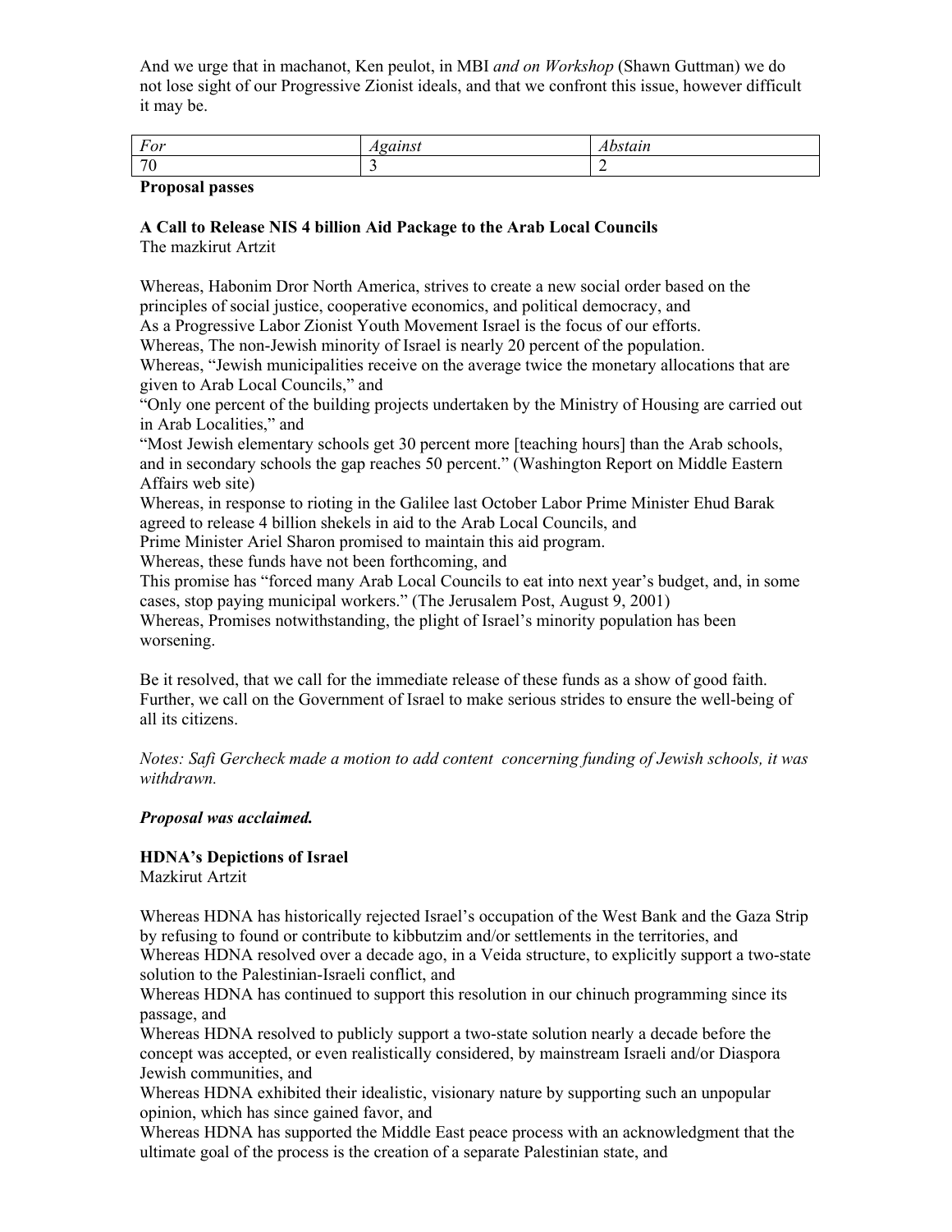And we urge that in machanot, Ken peulot, in MBI *and on Workshop* (Shawn Guttman) we do not lose sight of our Progressive Zionist ideals, and that we confront this issue, however difficult it may be.

| *For* | *Against* | *Abstain* |
| --- | --- | --- |
| 70 | 3 | 2 |

**Proposal passes**

**A Call to Release NIS 4 billion Aid Package to the Arab Local Councils**
The mazkirut Artzit

Whereas, Habonim Dror North America, strives to create a new social order based on the principles of social justice, cooperative economics, and political democracy, and
As a Progressive Labor Zionist Youth Movement Israel is the focus of our efforts.
Whereas, The non-Jewish minority of Israel is nearly 20 percent of the population.
Whereas, "Jewish municipalities receive on the average twice the monetary allocations that are given to Arab Local Councils," and
"Only one percent of the building projects undertaken by the Ministry of Housing are carried out in Arab Localities," and
"Most Jewish elementary schools get 30 percent more [teaching hours] than the Arab schools, and in secondary schools the gap reaches 50 percent." (Washington Report on Middle Eastern Affairs web site)
Whereas, in response to rioting in the Galilee last October Labor Prime Minister Ehud Barak agreed to release 4 billion shekels in aid to the Arab Local Councils, and
Prime Minister Ariel Sharon promised to maintain this aid program.
Whereas, these funds have not been forthcoming, and
This promise has "forced many Arab Local Councils to eat into next year's budget, and, in some cases, stop paying municipal workers." (The Jerusalem Post, August 9, 2001)
Whereas, Promises notwithstanding, the plight of Israel's minority population has been worsening.

Be it resolved, that we call for the immediate release of these funds as a show of good faith. Further, we call on the Government of Israel to make serious strides to ensure the well-being of all its citizens.

*Notes: Safi Gercheck made a motion to add content concerning funding of Jewish schools, it was withdrawn.*

***Proposal was acclaimed.***

**HDNA's Depictions of Israel**
Mazkirut Artzit

Whereas HDNA has historically rejected Israel's occupation of the West Bank and the Gaza Strip by refusing to found or contribute to kibbutzim and/or settlements in the territories, and
Whereas HDNA resolved over a decade ago, in a Veida structure, to explicitly support a two-state solution to the Palestinian-Israeli conflict, and
Whereas HDNA has continued to support this resolution in our chinuch programming since its passage, and
Whereas HDNA resolved to publicly support a two-state solution nearly a decade before the concept was accepted, or even realistically considered, by mainstream Israeli and/or Diaspora Jewish communities, and
Whereas HDNA exhibited their idealistic, visionary nature by supporting such an unpopular opinion, which has since gained favor, and
Whereas HDNA has supported the Middle East peace process with an acknowledgment that the ultimate goal of the process is the creation of a separate Palestinian state, and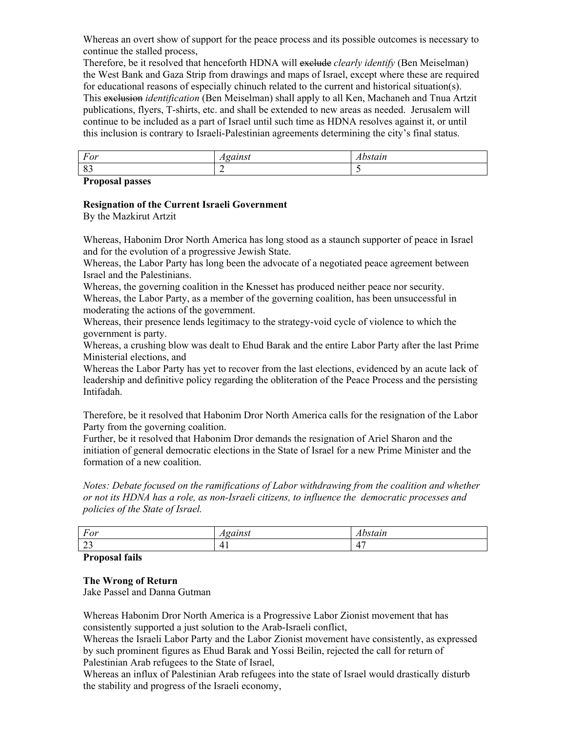Whereas an overt show of support for the peace process and its possible outcomes is necessary to continue the stalled process,

Therefore, be it resolved that henceforth HDNA will ~~exclude~~ *clearly identify* (Ben Meiselman) the West Bank and Gaza Strip from drawings and maps of Israel, except where these are required for educational reasons of especially chinuch related to the current and historical situation(s). This ~~exclusion~~ *identification* (Ben Meiselman) shall apply to all Ken, Machaneh and Tnua Artzit publications, flyers, T-shirts, etc. and shall be extended to new areas as needed. Jerusalem will continue to be included as a part of Israel until such time as HDNA resolves against it, or until this inclusion is contrary to Israeli-Palestinian agreements determining the city's final status.

| *For* | *Against* | *Abstain* |
|---|---|---|
| 83 | 2 | 5 |

**Proposal passes**

**Resignation of the Current Israeli Government**

By the Mazkirut Artzit

Whereas, Habonim Dror North America has long stood as a staunch supporter of peace in Israel and for the evolution of a progressive Jewish State.

Whereas, the Labor Party has long been the advocate of a negotiated peace agreement between Israel and the Palestinians.

Whereas, the governing coalition in the Knesset has produced neither peace nor security.

Whereas, the Labor Party, as a member of the governing coalition, has been unsuccessful in moderating the actions of the government.

Whereas, their presence lends legitimacy to the strategy-void cycle of violence to which the government is party.

Whereas, a crushing blow was dealt to Ehud Barak and the entire Labor Party after the last Prime Ministerial elections, and

Whereas the Labor Party has yet to recover from the last elections, evidenced by an acute lack of leadership and definitive policy regarding the obliteration of the Peace Process and the persisting Intifadah.

Therefore, be it resolved that Habonim Dror North America calls for the resignation of the Labor Party from the governing coalition.

Further, be it resolved that Habonim Dror demands the resignation of Ariel Sharon and the initiation of general democratic elections in the State of Israel for a new Prime Minister and the formation of a new coalition.

*Notes: Debate focused on the ramifications of Labor withdrawing from the coalition and whether or not its HDNA has a role, as non-Israeli citizens, to influence the democratic processes and policies of the State of Israel.*

| *For* | *Against* | *Abstain* |
|---|---|---|
| 23 | 41 | 47 |

**Proposal fails**

**The Wrong of Return**

Jake Passel and Danna Gutman

Whereas Habonim Dror North America is a Progressive Labor Zionist movement that has consistently supported a just solution to the Arab-Israeli conflict,

Whereas the Israeli Labor Party and the Labor Zionist movement have consistently, as expressed by such prominent figures as Ehud Barak and Yossi Beilin, rejected the call for return of Palestinian Arab refugees to the State of Israel,

Whereas an influx of Palestinian Arab refugees into the state of Israel would drastically disturb the stability and progress of the Israeli economy,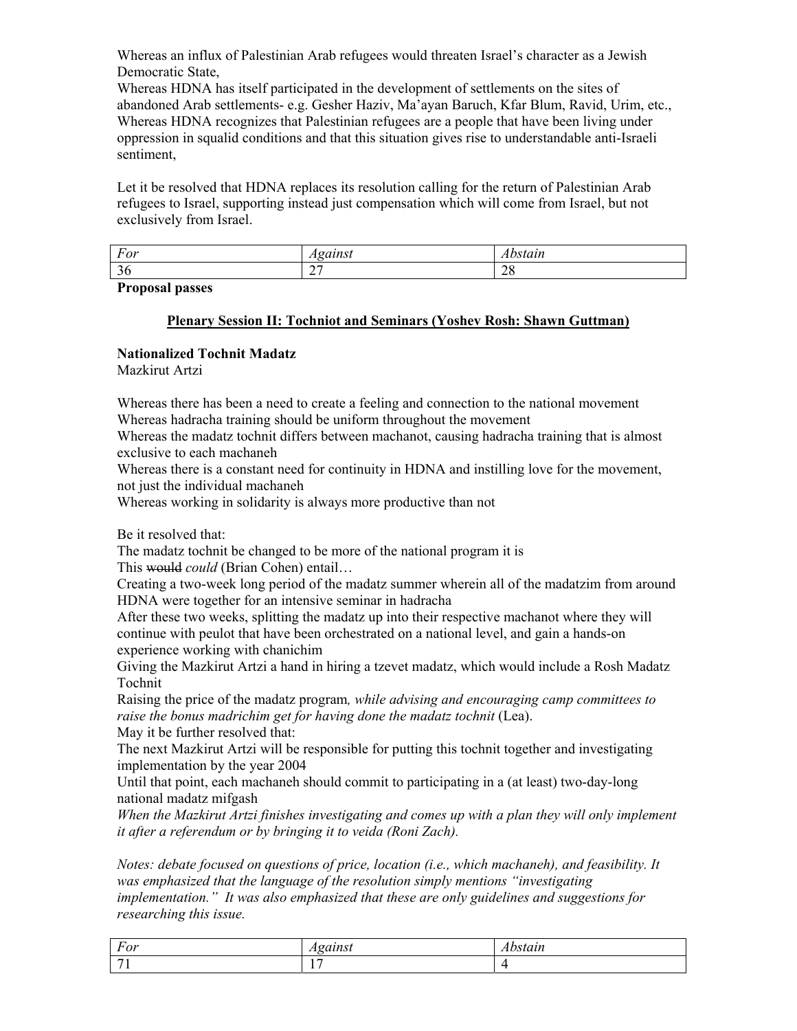Whereas an influx of Palestinian Arab refugees would threaten Israel's character as a Jewish Democratic State,
Whereas HDNA has itself participated in the development of settlements on the sites of abandoned Arab settlements- e.g. Gesher Haziv, Ma'ayan Baruch, Kfar Blum, Ravid, Urim, etc.,
Whereas HDNA recognizes that Palestinian refugees are a people that have been living under oppression in squalid conditions and that this situation gives rise to understandable anti-Israeli sentiment,

Let it be resolved that HDNA replaces its resolution calling for the return of Palestinian Arab refugees to Israel, supporting instead just compensation which will come from Israel, but not exclusively from Israel.

| *For* | *Against* | *Abstain* |
|---|---|---|
| 36 | 27 | 28 |

**Proposal passes**

## Plenary Session II: Tochniot and Seminars (Yoshev Rosh: Shawn Guttman)

**Nationalized Tochnit Madatz**
Mazkirut Artzi

Whereas there has been a need to create a feeling and connection to the national movement
Whereas hadracha training should be uniform throughout the movement
Whereas the madatz tochnit differs between machanot, causing hadracha training that is almost exclusive to each machaneh
Whereas there is a constant need for continuity in HDNA and instilling love for the movement, not just the individual machaneh
Whereas working in solidarity is always more productive than not

Be it resolved that:
The madatz tochnit be changed to be more of the national program it is
This ~~would~~ *could* (Brian Cohen) entail…
Creating a two-week long period of the madatz summer wherein all of the madatzim from around HDNA were together for an intensive seminar in hadracha
After these two weeks, splitting the madatz up into their respective machanot where they will continue with peulot that have been orchestrated on a national level, and gain a hands-on experience working with chanichim
Giving the Mazkirut Artzi a hand in hiring a tzevet madatz, which would include a Rosh Madatz Tochnit
Raising the price of the madatz program*, while advising and encouraging camp committees to raise the bonus madrichim get for having done the madatz tochnit* (Lea).
May it be further resolved that:
The next Mazkirut Artzi will be responsible for putting this tochnit together and investigating implementation by the year 2004
Until that point, each machaneh should commit to participating in a (at least) two-day-long national madatz mifgash
*When the Mazkirut Artzi finishes investigating and comes up with a plan they will only implement it after a referendum or by bringing it to veida (Roni Zach).*

*Notes: debate focused on questions of price, location (i.e., which machaneh), and feasibility. It was emphasized that the language of the resolution simply mentions "investigating implementation." It was also emphasized that these are only guidelines and suggestions for researching this issue.*

| *For* | *Against* | *Abstain* |
|---|---|---|
| 71 | 17 | 4 |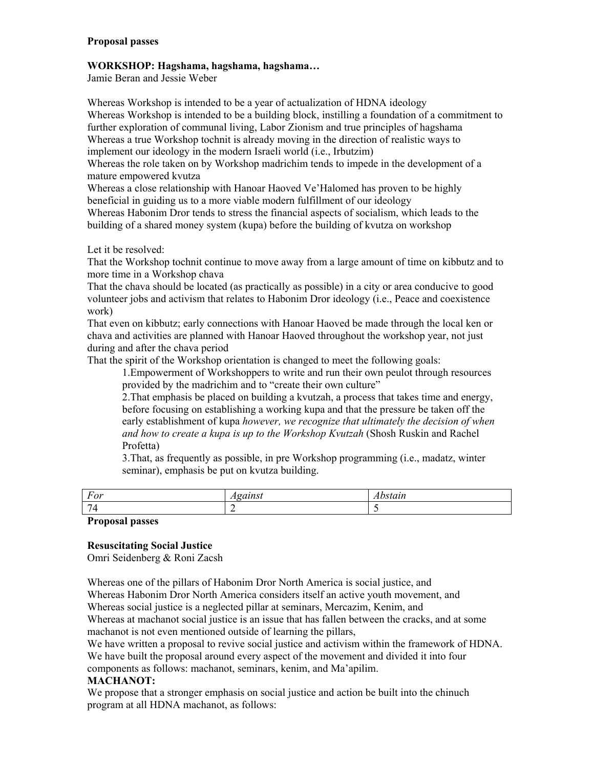**Proposal passes**

**WORKSHOP: Hagshama, hagshama, hagshama…**

Jamie Beran and Jessie Weber

Whereas Workshop is intended to be a year of actualization of HDNA ideology
Whereas Workshop is intended to be a building block, instilling a foundation of a commitment to further exploration of communal living, Labor Zionism and true principles of hagshama
Whereas a true Workshop tochnit is already moving in the direction of realistic ways to implement our ideology in the modern Israeli world (i.e., Irbutzim)
Whereas the role taken on by Workshop madrichim tends to impede in the development of a mature empowered kvutza
Whereas a close relationship with Hanoar Haoved Ve'Halomed has proven to be highly beneficial in guiding us to a more viable modern fulfillment of our ideology
Whereas Habonim Dror tends to stress the financial aspects of socialism, which leads to the building of a shared money system (kupa) before the building of kvutza on workshop

Let it be resolved:
That the Workshop tochnit continue to move away from a large amount of time on kibbutz and to more time in a Workshop chava
That the chava should be located (as practically as possible) in a city or area conducive to good volunteer jobs and activism that relates to Habonim Dror ideology (i.e., Peace and coexistence work)
That even on kibbutz; early connections with Hanoar Haoved be made through the local ken or chava and activities are planned with Hanoar Haoved throughout the workshop year, not just during and after the chava period
That the spirit of the Workshop orientation is changed to meet the following goals:

1. Empowerment of Workshoppers to write and run their own peulot through resources provided by the madrichim and to "create their own culture"
2. That emphasis be placed on building a kvutzah, a process that takes time and energy, before focusing on establishing a working kupa and that the pressure be taken off the early establishment of kupa *however, we recognize that ultimately the decision of when and how to create a kupa is up to the Workshop Kvutzah* (Shosh Ruskin and Rachel Profetta)
3. That, as frequently as possible, in pre Workshop programming (i.e., madatz, winter seminar), emphasis be put on kvutza building.

| *For* | *Against* | *Abstain* |
|---|---|---|
| 74 | 2 | 5 |

**Proposal passes**

**Resuscitating Social Justice**

Omri Seidenberg & Roni Zacsh

Whereas one of the pillars of Habonim Dror North America is social justice, and
Whereas Habonim Dror North America considers itself an active youth movement, and
Whereas social justice is a neglected pillar at seminars, Mercazim, Kenim, and
Whereas at machanot social justice is an issue that has fallen between the cracks, and at some machanot is not even mentioned outside of learning the pillars,
We have written a proposal to revive social justice and activism within the framework of HDNA.
We have built the proposal around every aspect of the movement and divided it into four components as follows: machanot, seminars, kenim, and Ma'apilim.

**MACHANOT:**

We propose that a stronger emphasis on social justice and action be built into the chinuch program at all HDNA machanot, as follows: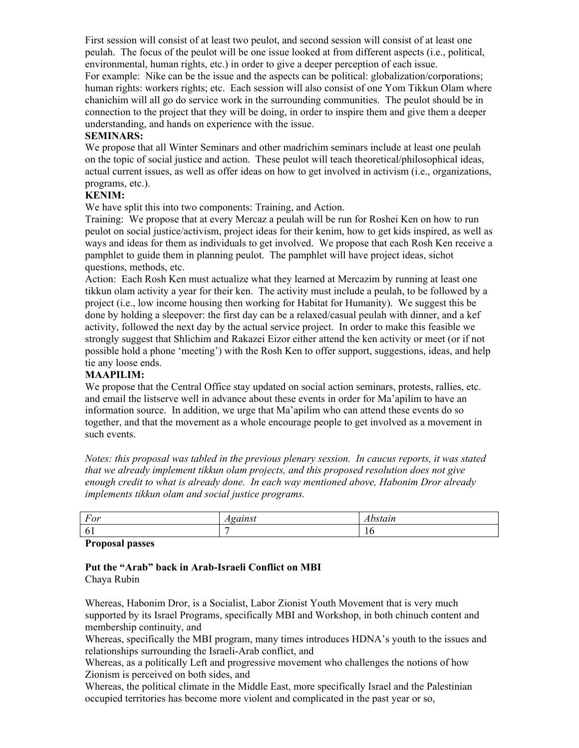First session will consist of at least two peulot, and second session will consist of at least one peulah. The focus of the peulot will be one issue looked at from different aspects (i.e., political, environmental, human rights, etc.) in order to give a deeper perception of each issue.
For example: Nike can be the issue and the aspects can be political: globalization/corporations; human rights: workers rights; etc. Each session will also consist of one Yom Tikkun Olam where chanichim will all go do service work in the surrounding communities. The peulot should be in connection to the project that they will be doing, in order to inspire them and give them a deeper understanding, and hands on experience with the issue.

**SEMINARS:**

We propose that all Winter Seminars and other madrichim seminars include at least one peulah on the topic of social justice and action. These peulot will teach theoretical/philosophical ideas, actual current issues, as well as offer ideas on how to get involved in activism (i.e., organizations, programs, etc.).

**KENIM:**

We have split this into two components: Training, and Action.

Training: We propose that at every Mercaz a peulah will be run for Roshei Ken on how to run peulot on social justice/activism, project ideas for their kenim, how to get kids inspired, as well as ways and ideas for them as individuals to get involved. We propose that each Rosh Ken receive a pamphlet to guide them in planning peulot. The pamphlet will have project ideas, sichot questions, methods, etc.

Action: Each Rosh Ken must actualize what they learned at Mercazim by running at least one tikkun olam activity a year for their ken. The activity must include a peulah, to be followed by a project (i.e., low income housing then working for Habitat for Humanity). We suggest this be done by holding a sleepover: the first day can be a relaxed/casual peulah with dinner, and a kef activity, followed the next day by the actual service project. In order to make this feasible we strongly suggest that Shlichim and Rakazei Eizor either attend the ken activity or meet (or if not possible hold a phone 'meeting') with the Rosh Ken to offer support, suggestions, ideas, and help tie any loose ends.

**MAAPILIM:**

We propose that the Central Office stay updated on social action seminars, protests, rallies, etc. and email the listserve well in advance about these events in order for Ma'apilim to have an information source. In addition, we urge that Ma'apilim who can attend these events do so together, and that the movement as a whole encourage people to get involved as a movement in such events.

*Notes: this proposal was tabled in the previous plenary session. In caucus reports, it was stated that we already implement tikkun olam projects, and this proposed resolution does not give enough credit to what is already done. In each way mentioned above, Habonim Dror already implements tikkun olam and social justice programs.*

| *For* | *Against* | *Abstain* |
| --- | --- | --- |
| 61 | 7 | 16 |

**Proposal passes**

**Put the "Arab" back in Arab-Israeli Conflict on MBI**
Chaya Rubin

Whereas, Habonim Dror, is a Socialist, Labor Zionist Youth Movement that is very much supported by its Israel Programs, specifically MBI and Workshop, in both chinuch content and membership continuity, and

Whereas, specifically the MBI program, many times introduces HDNA's youth to the issues and relationships surrounding the Israeli-Arab conflict, and

Whereas, as a politically Left and progressive movement who challenges the notions of how Zionism is perceived on both sides, and

Whereas, the political climate in the Middle East, more specifically Israel and the Palestinian occupied territories has become more violent and complicated in the past year or so,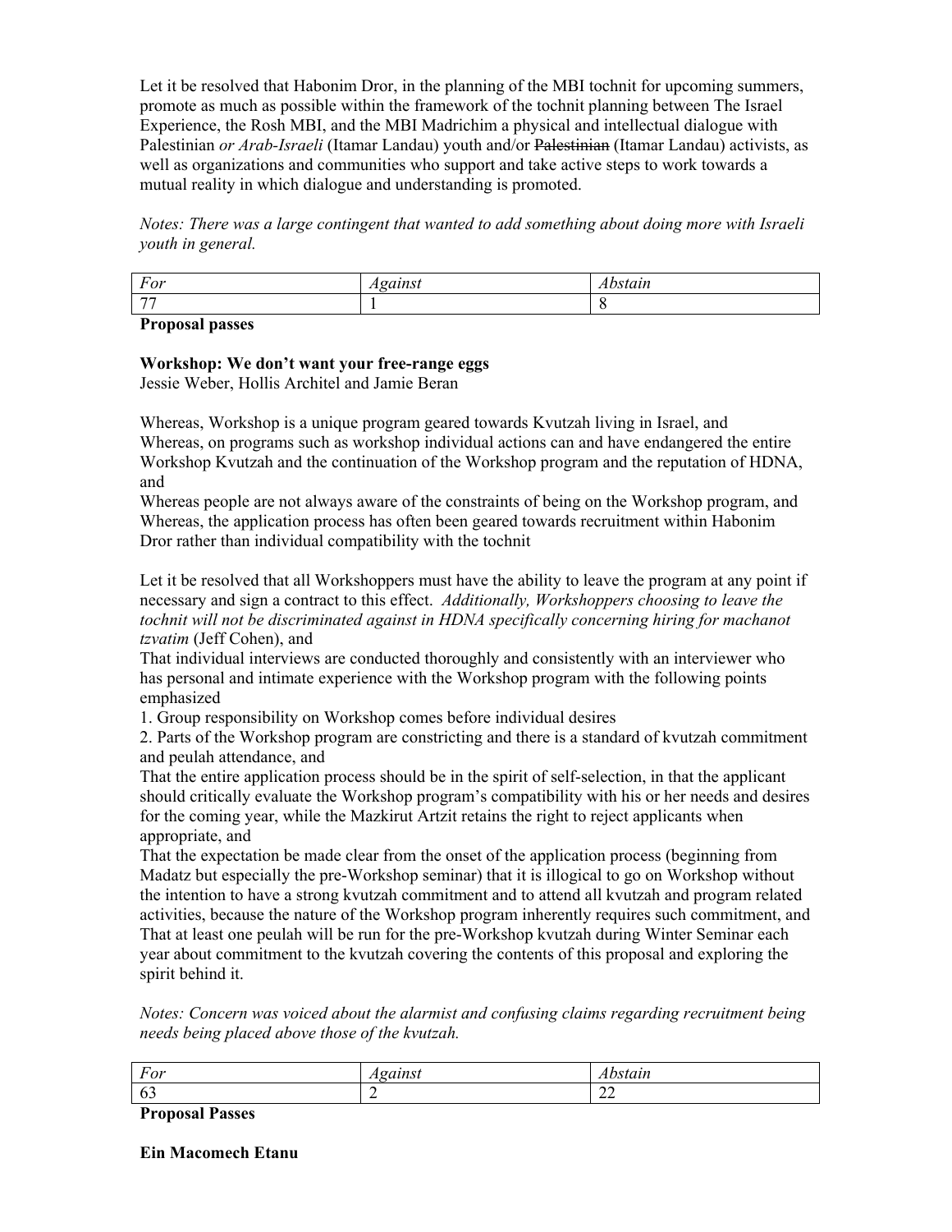Let it be resolved that Habonim Dror, in the planning of the MBI tochnit for upcoming summers, promote as much as possible within the framework of the tochnit planning between The Israel Experience, the Rosh MBI, and the MBI Madrichim a physical and intellectual dialogue with Palestinian *or Arab-Israeli* (Itamar Landau) youth and/or ~~Palestinian~~ (Itamar Landau) activists, as well as organizations and communities who support and take active steps to work towards a mutual reality in which dialogue and understanding is promoted.

*Notes: There was a large contingent that wanted to add something about doing more with Israeli youth in general.*

| *For* | *Against* | *Abstain* |
|---|---|---|
| 77 | 1 | 8 |

**Proposal passes**

**Workshop: We don't want your free-range eggs**
Jessie Weber, Hollis Architel and Jamie Beran

Whereas, Workshop is a unique program geared towards Kvutzah living in Israel, and
Whereas, on programs such as workshop individual actions can and have endangered the entire Workshop Kvutzah and the continuation of the Workshop program and the reputation of HDNA, and
Whereas people are not always aware of the constraints of being on the Workshop program, and
Whereas, the application process has often been geared towards recruitment within Habonim Dror rather than individual compatibility with the tochnit

Let it be resolved that all Workshoppers must have the ability to leave the program at any point if necessary and sign a contract to this effect. *Additionally, Workshoppers choosing to leave the tochnit will not be discriminated against in HDNA specifically concerning hiring for machanot tzvatim* (Jeff Cohen), and
That individual interviews are conducted thoroughly and consistently with an interviewer who has personal and intimate experience with the Workshop program with the following points emphasized
1. Group responsibility on Workshop comes before individual desires
2. Parts of the Workshop program are constricting and there is a standard of kvutzah commitment and peulah attendance, and
That the entire application process should be in the spirit of self-selection, in that the applicant should critically evaluate the Workshop program's compatibility with his or her needs and desires for the coming year, while the Mazkirut Artzit retains the right to reject applicants when appropriate, and
That the expectation be made clear from the onset of the application process (beginning from Madatz but especially the pre-Workshop seminar) that it is illogical to go on Workshop without the intention to have a strong kvutzah commitment and to attend all kvutzah and program related activities, because the nature of the Workshop program inherently requires such commitment, and
That at least one peulah will be run for the pre-Workshop kvutzah during Winter Seminar each year about commitment to the kvutzah covering the contents of this proposal and exploring the spirit behind it.

*Notes: Concern was voiced about the alarmist and confusing claims regarding recruitment being needs being placed above those of the kvutzah.*

| *For* | *Against* | *Abstain* |
|---|---|---|
| 63 | 2 | 22 |

**Proposal Passes**

**Ein Macomech Etanu**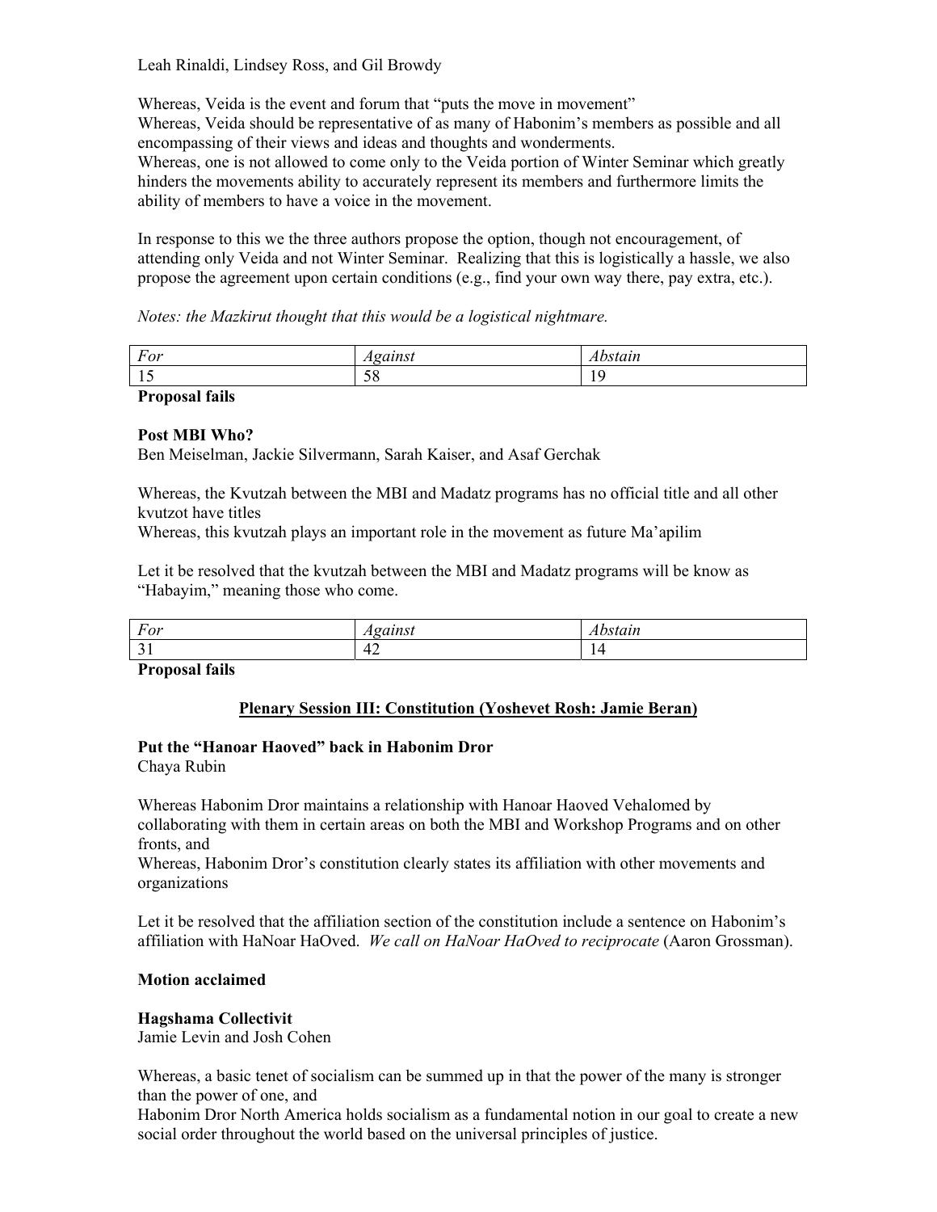Leah Rinaldi, Lindsey Ross, and Gil Browdy

Whereas, Veida is the event and forum that "puts the move in movement"
Whereas, Veida should be representative of as many of Habonim's members as possible and all encompassing of their views and ideas and thoughts and wonderments.
Whereas, one is not allowed to come only to the Veida portion of Winter Seminar which greatly hinders the movements ability to accurately represent its members and furthermore limits the ability of members to have a voice in the movement.

In response to this we the three authors propose the option, though not encouragement, of attending only Veida and not Winter Seminar. Realizing that this is logistically a hassle, we also propose the agreement upon certain conditions (e.g., find your own way there, pay extra, etc.).

*Notes: the Mazkirut thought that this would be a logistical nightmare.*

| *For* | *Against* | *Abstain* |
|---|---|---|
| 15 | 58 | 19 |

**Proposal fails**

**Post MBI Who?**
Ben Meiselman, Jackie Silvermann, Sarah Kaiser, and Asaf Gerchak

Whereas, the Kvutzah between the MBI and Madatz programs has no official title and all other kvutzot have titles
Whereas, this kvutzah plays an important role in the movement as future Ma'apilim

Let it be resolved that the kvutzah between the MBI and Madatz programs will be know as "Habayim," meaning those who come.

| *For* | *Against* | *Abstain* |
|---|---|---|
| 31 | 42 | 14 |

**Proposal fails**

## Plenary Session III: Constitution (Yoshevet Rosh: Jamie Beran)

**Put the "Hanoar Haoved" back in Habonim Dror**
Chaya Rubin

Whereas Habonim Dror maintains a relationship with Hanoar Haoved Vehalomed by collaborating with them in certain areas on both the MBI and Workshop Programs and on other fronts, and
Whereas, Habonim Dror's constitution clearly states its affiliation with other movements and organizations

Let it be resolved that the affiliation section of the constitution include a sentence on Habonim's affiliation with HaNoar HaOved. *We call on HaNoar HaOved to reciprocate* (Aaron Grossman).

**Motion acclaimed**

**Hagshama Collectivit**
Jamie Levin and Josh Cohen

Whereas, a basic tenet of socialism can be summed up in that the power of the many is stronger than the power of one, and
Habonim Dror North America holds socialism as a fundamental notion in our goal to create a new social order throughout the world based on the universal principles of justice.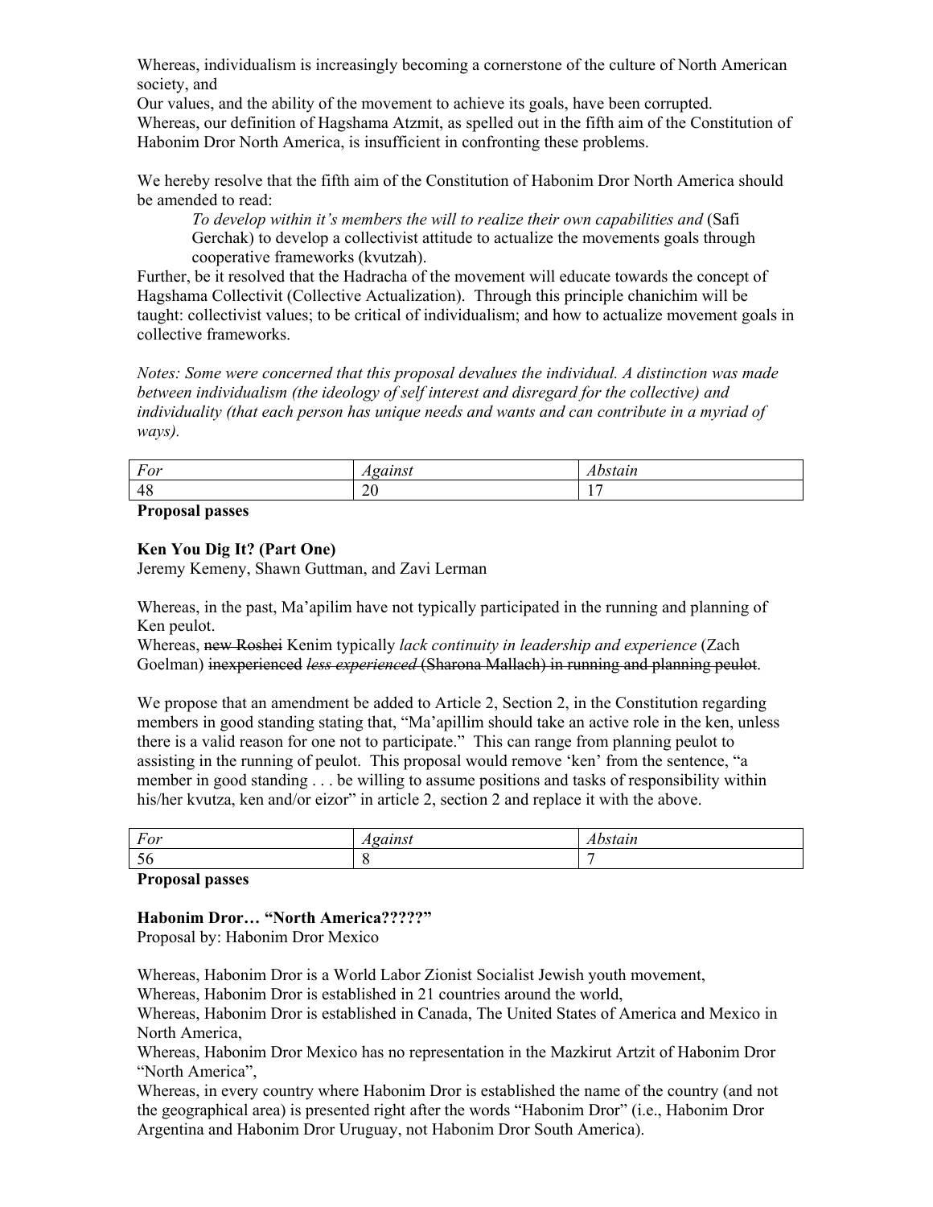Whereas, individualism is increasingly becoming a cornerstone of the culture of North American society, and
Our values, and the ability of the movement to achieve its goals, have been corrupted.
Whereas, our definition of Hagshama Atzmit, as spelled out in the fifth aim of the Constitution of Habonim Dror North America, is insufficient in confronting these problems.

We hereby resolve that the fifth aim of the Constitution of Habonim Dror North America should be amended to read:

> *To develop within it's members the will to realize their own capabilities and* (Safi Gerchak) to develop a collectivist attitude to actualize the movements goals through cooperative frameworks (kvutzah).

Further, be it resolved that the Hadracha of the movement will educate towards the concept of Hagshama Collectivit (Collective Actualization). Through this principle chanichim will be taught: collectivist values; to be critical of individualism; and how to actualize movement goals in collective frameworks.

*Notes: Some were concerned that this proposal devalues the individual. A distinction was made between individualism (the ideology of self interest and disregard for the collective) and individuality (that each person has unique needs and wants and can contribute in a myriad of ways).*

| *For* | *Against* | *Abstain* |
|---|---|---|
| 48 | 20 | 17 |

**Proposal passes**

**Ken You Dig It? (Part One)**
Jeremy Kemeny, Shawn Guttman, and Zavi Lerman

Whereas, in the past, Ma'apilim have not typically participated in the running and planning of Ken peulot.
Whereas, ~~new Roshei~~ Kenim typically *lack continuity in leadership and experience* (Zach Goelman) ~~inexperienced~~ ~~*less experienced* (Sharona Mallach) in running and planning peulot~~.

We propose that an amendment be added to Article 2, Section 2, in the Constitution regarding members in good standing stating that, "Ma'apillim should take an active role in the ken, unless there is a valid reason for one not to participate." This can range from planning peulot to assisting in the running of peulot. This proposal would remove 'ken' from the sentence, "a member in good standing . . . be willing to assume positions and tasks of responsibility within his/her kvutza, ken and/or eizor" in article 2, section 2 and replace it with the above.

| *For* | *Against* | *Abstain* |
|---|---|---|
| 56 | 8 | 7 |

**Proposal passes**

**Habonim Dror… "North America?????"**
Proposal by: Habonim Dror Mexico

Whereas, Habonim Dror is a World Labor Zionist Socialist Jewish youth movement,
Whereas, Habonim Dror is established in 21 countries around the world,
Whereas, Habonim Dror is established in Canada, The United States of America and Mexico in North America,
Whereas, Habonim Dror Mexico has no representation in the Mazkirut Artzit of Habonim Dror "North America",
Whereas, in every country where Habonim Dror is established the name of the country (and not the geographical area) is presented right after the words "Habonim Dror" (i.e., Habonim Dror Argentina and Habonim Dror Uruguay, not Habonim Dror South America).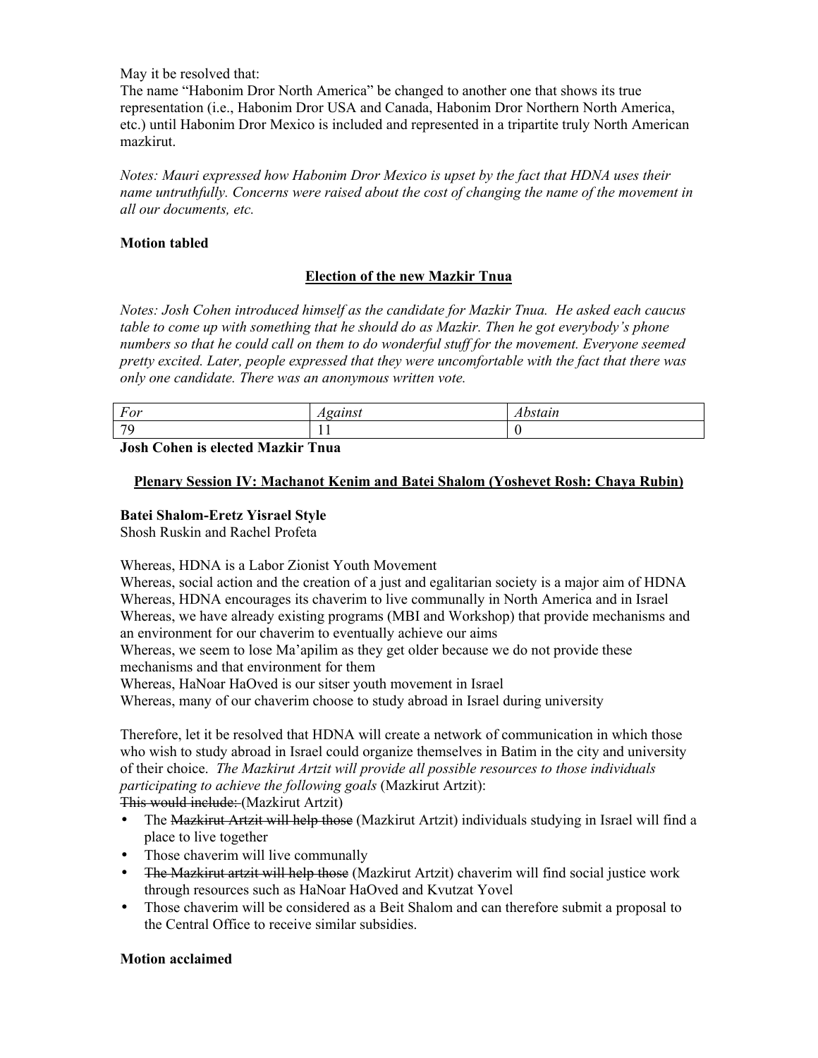May it be resolved that:
The name "Habonim Dror North America" be changed to another one that shows its true representation (i.e., Habonim Dror USA and Canada, Habonim Dror Northern North America, etc.) until Habonim Dror Mexico is included and represented in a tripartite truly North American mazkirut.

*Notes: Mauri expressed how Habonim Dror Mexico is upset by the fact that HDNA uses their name untruthfully. Concerns were raised about the cost of changing the name of the movement in all our documents, etc.*

**Motion tabled**

## Election of the new Mazkir Tnua

*Notes: Josh Cohen introduced himself as the candidate for Mazkir Tnua. He asked each caucus table to come up with something that he should do as Mazkir. Then he got everybody's phone numbers so that he could call on them to do wonderful stuff for the movement. Everyone seemed pretty excited. Later, people expressed that they were uncomfortable with the fact that there was only one candidate. There was an anonymous written vote.*

| *For* | *Against* | *Abstain* |
|---|---|---|
| 79 | 11 | 0 |

**Josh Cohen is elected Mazkir Tnua**

## Plenary Session IV: Machanot Kenim and Batei Shalom (Yoshevet Rosh: Chaya Rubin)

**Batei Shalom-Eretz Yisrael Style**
Shosh Ruskin and Rachel Profeta

Whereas, HDNA is a Labor Zionist Youth Movement
Whereas, social action and the creation of a just and egalitarian society is a major aim of HDNA
Whereas, HDNA encourages its chaverim to live communally in North America and in Israel
Whereas, we have already existing programs (MBI and Workshop) that provide mechanisms and an environment for our chaverim to eventually achieve our aims
Whereas, we seem to lose Ma'apilim as they get older because we do not provide these mechanisms and that environment for them
Whereas, HaNoar HaOved is our sitser youth movement in Israel
Whereas, many of our chaverim choose to study abroad in Israel during university

Therefore, let it be resolved that HDNA will create a network of communication in which those who wish to study abroad in Israel could organize themselves in Batim in the city and university of their choice. *The Mazkirut Artzit will provide all possible resources to those individuals participating to achieve the following goals* (Mazkirut Artzit):
~~This would include:~~ (Mazkirut Artzit)

- The ~~Mazkirut Artzit will help those~~ (Mazkirut Artzit) individuals studying in Israel will find a place to live together
- Those chaverim will live communally
- ~~The Mazkirut artzit will help those~~ (Mazkirut Artzit) chaverim will find social justice work through resources such as HaNoar HaOved and Kvutzat Yovel
- Those chaverim will be considered as a Beit Shalom and can therefore submit a proposal to the Central Office to receive similar subsidies.

**Motion acclaimed**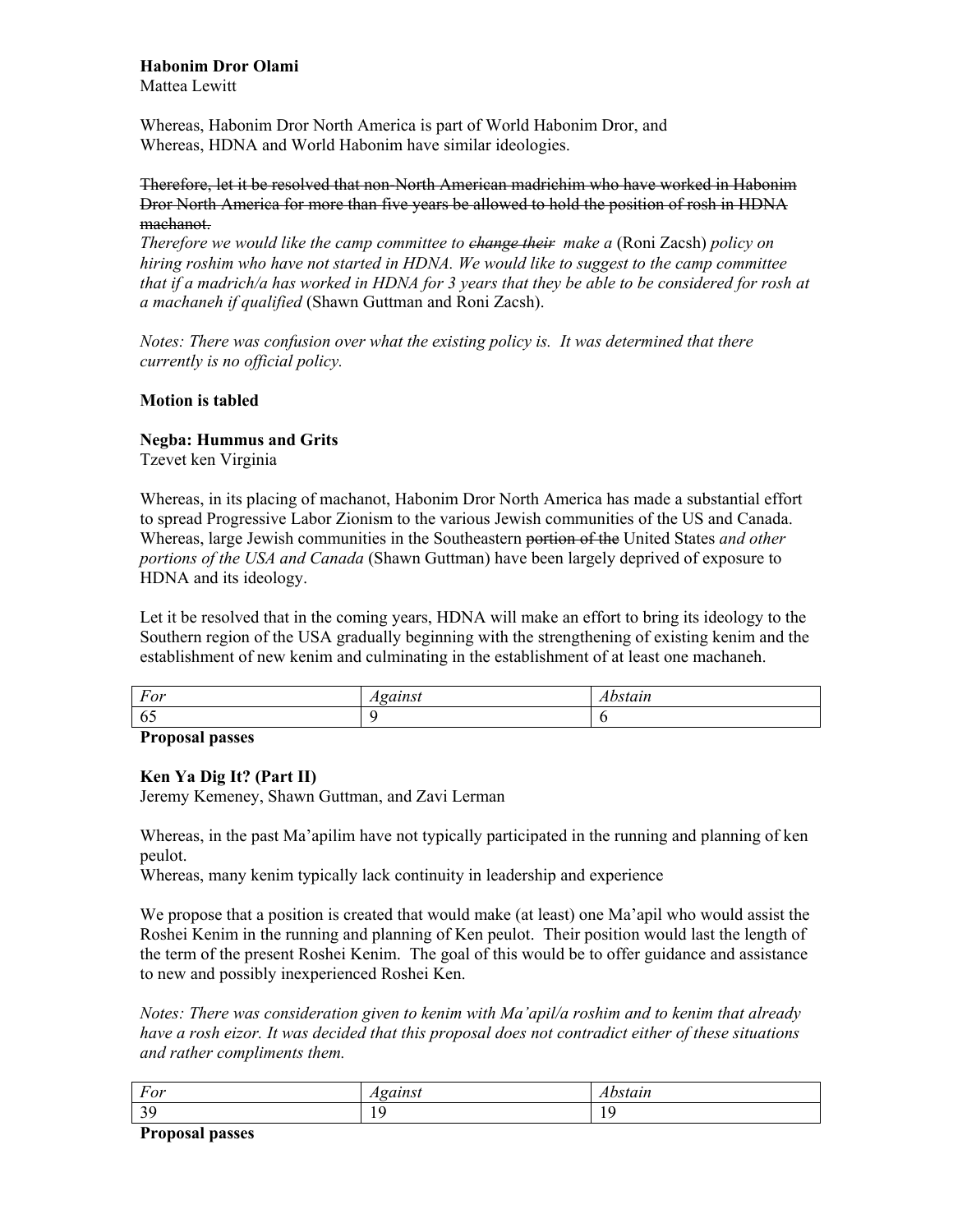**Habonim Dror Olami**
Mattea Lewitt

Whereas, Habonim Dror North America is part of World Habonim Dror, and
Whereas, HDNA and World Habonim have similar ideologies.

~~Therefore, let it be resolved that non-North American madrichim who have worked in Habonim Dror North America for more than five years be allowed to hold the position of rosh in HDNA machanot.~~
*Therefore we would like the camp committee to ~~change their~~ make a* (Roni Zacsh) *policy on hiring roshim who have not started in HDNA. We would like to suggest to the camp committee that if a madrich/a has worked in HDNA for 3 years that they be able to be considered for rosh at a machaneh if qualified* (Shawn Guttman and Roni Zacsh).

*Notes: There was confusion over what the existing policy is. It was determined that there currently is no official policy.*

**Motion is tabled**

**Negba: Hummus and Grits**
Tzevet ken Virginia

Whereas, in its placing of machanot, Habonim Dror North America has made a substantial effort to spread Progressive Labor Zionism to the various Jewish communities of the US and Canada.
Whereas, large Jewish communities in the Southeastern ~~portion of the~~ United States *and other portions of the USA and Canada* (Shawn Guttman) have been largely deprived of exposure to HDNA and its ideology.

Let it be resolved that in the coming years, HDNA will make an effort to bring its ideology to the Southern region of the USA gradually beginning with the strengthening of existing kenim and the establishment of new kenim and culminating in the establishment of at least one machaneh.

| *For* | *Against* | *Abstain* |
|---|---|---|
| 65 | 9 | 6 |

**Proposal passes**

**Ken Ya Dig It? (Part II)**
Jeremy Kemeney, Shawn Guttman, and Zavi Lerman

Whereas, in the past Ma'apilim have not typically participated in the running and planning of ken peulot.
Whereas, many kenim typically lack continuity in leadership and experience

We propose that a position is created that would make (at least) one Ma'apil who would assist the Roshei Kenim in the running and planning of Ken peulot. Their position would last the length of the term of the present Roshei Kenim. The goal of this would be to offer guidance and assistance to new and possibly inexperienced Roshei Ken.

*Notes: There was consideration given to kenim with Ma'apil/a roshim and to kenim that already have a rosh eizor. It was decided that this proposal does not contradict either of these situations and rather compliments them.*

| *For* | *Against* | *Abstain* |
|---|---|---|
| 39 | 19 | 19 |

**Proposal passes**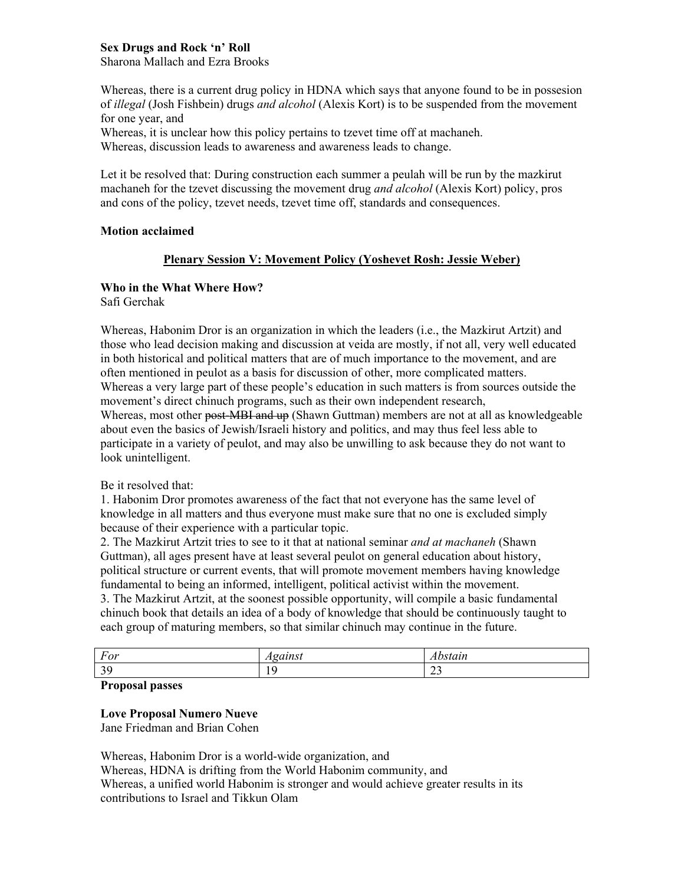**Sex Drugs and Rock 'n' Roll**
Sharona Mallach and Ezra Brooks

Whereas, there is a current drug policy in HDNA which says that anyone found to be in possesion of *illegal* (Josh Fishbein) drugs *and alcohol* (Alexis Kort) is to be suspended from the movement for one year, and
Whereas, it is unclear how this policy pertains to tzevet time off at machaneh.
Whereas, discussion leads to awareness and awareness leads to change.

Let it be resolved that: During construction each summer a peulah will be run by the mazkirut machaneh for the tzevet discussing the movement drug *and alcohol* (Alexis Kort) policy, pros and cons of the policy, tzevet needs, tzevet time off, standards and consequences.

**Motion acclaimed**

## Plenary Session V: Movement Policy (Yoshevet Rosh: Jessie Weber)

**Who in the What Where How?**
Safi Gerchak

Whereas, Habonim Dror is an organization in which the leaders (i.e., the Mazkirut Artzit) and those who lead decision making and discussion at veida are mostly, if not all, very well educated in both historical and political matters that are of much importance to the movement, and are often mentioned in peulot as a basis for discussion of other, more complicated matters.
Whereas a very large part of these people's education in such matters is from sources outside the movement's direct chinuch programs, such as their own independent research,
Whereas, most other ~~post-MBI and up~~ (Shawn Guttman) members are not at all as knowledgeable about even the basics of Jewish/Israeli history and politics, and may thus feel less able to participate in a variety of peulot, and may also be unwilling to ask because they do not want to look unintelligent.

Be it resolved that:
1. Habonim Dror promotes awareness of the fact that not everyone has the same level of knowledge in all matters and thus everyone must make sure that no one is excluded simply because of their experience with a particular topic.
2. The Mazkirut Artzit tries to see to it that at national seminar *and at machaneh* (Shawn Guttman), all ages present have at least several peulot on general education about history, political structure or current events, that will promote movement members having knowledge fundamental to being an informed, intelligent, political activist within the movement.
3. The Mazkirut Artzit, at the soonest possible opportunity, will compile a basic fundamental chinuch book that details an idea of a body of knowledge that should be continuously taught to each group of maturing members, so that similar chinuch may continue in the future.

| *For* | *Against* | *Abstain* |
|---|---|---|
| 39 | 19 | 23 |

**Proposal passes**

**Love Proposal Numero Nueve**
Jane Friedman and Brian Cohen

Whereas, Habonim Dror is a world-wide organization, and
Whereas, HDNA is drifting from the World Habonim community, and
Whereas, a unified world Habonim is stronger and would achieve greater results in its contributions to Israel and Tikkun Olam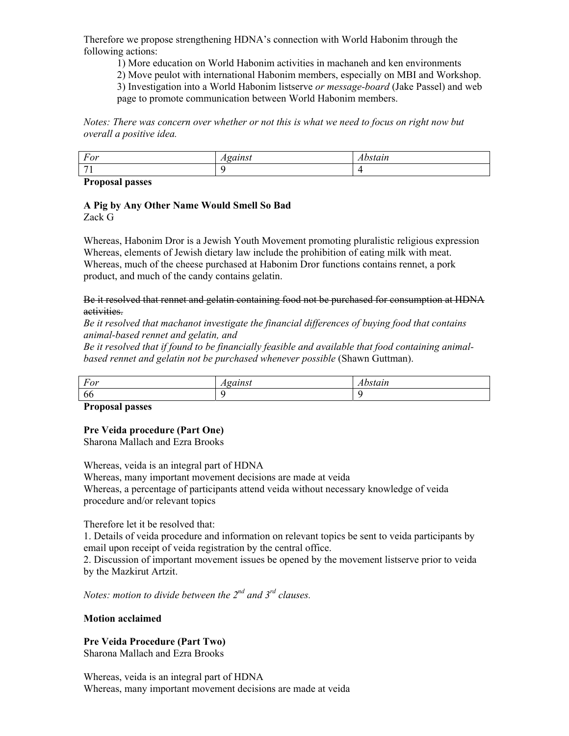Therefore we propose strengthening HDNA's connection with World Habonim through the following actions:

1) More education on World Habonim activities in machaneh and ken environments
2) Move peulot with international Habonim members, especially on MBI and Workshop.
3) Investigation into a World Habonim listserve *or message-board* (Jake Passel) and web page to promote communication between World Habonim members.

*Notes: There was concern over whether or not this is what we need to focus on right now but overall a positive idea.*

| *For* | *Against* | *Abstain* |
|---|---|---|
| 71 | 9 | 4 |

**Proposal passes**

**A Pig by Any Other Name Would Smell So Bad**
Zack G

Whereas, Habonim Dror is a Jewish Youth Movement promoting pluralistic religious expression
Whereas, elements of Jewish dietary law include the prohibition of eating milk with meat.
Whereas, much of the cheese purchased at Habonim Dror functions contains rennet, a pork product, and much of the candy contains gelatin.

~~Be it resolved that rennet and gelatin containing food not be purchased for consumption at HDNA activities.~~
*Be it resolved that machanot investigate the financial differences of buying food that contains animal-based rennet and gelatin, and*
*Be it resolved that if found to be financially feasible and available that food containing animal-based rennet and gelatin not be purchased whenever possible* (Shawn Guttman).

| *For* | *Against* | *Abstain* |
|---|---|---|
| 66 | 9 | 9 |

**Proposal passes**

**Pre Veida procedure (Part One)**
Sharona Mallach and Ezra Brooks

Whereas, veida is an integral part of HDNA
Whereas, many important movement decisions are made at veida
Whereas, a percentage of participants attend veida without necessary knowledge of veida procedure and/or relevant topics

Therefore let it be resolved that:
1. Details of veida procedure and information on relevant topics be sent to veida participants by email upon receipt of veida registration by the central office.
2. Discussion of important movement issues be opened by the movement listserve prior to veida by the Mazkirut Artzit.

*Notes: motion to divide between the 2nd and 3rd clauses.*

**Motion acclaimed**

**Pre Veida Procedure (Part Two)**
Sharona Mallach and Ezra Brooks

Whereas, veida is an integral part of HDNA
Whereas, many important movement decisions are made at veida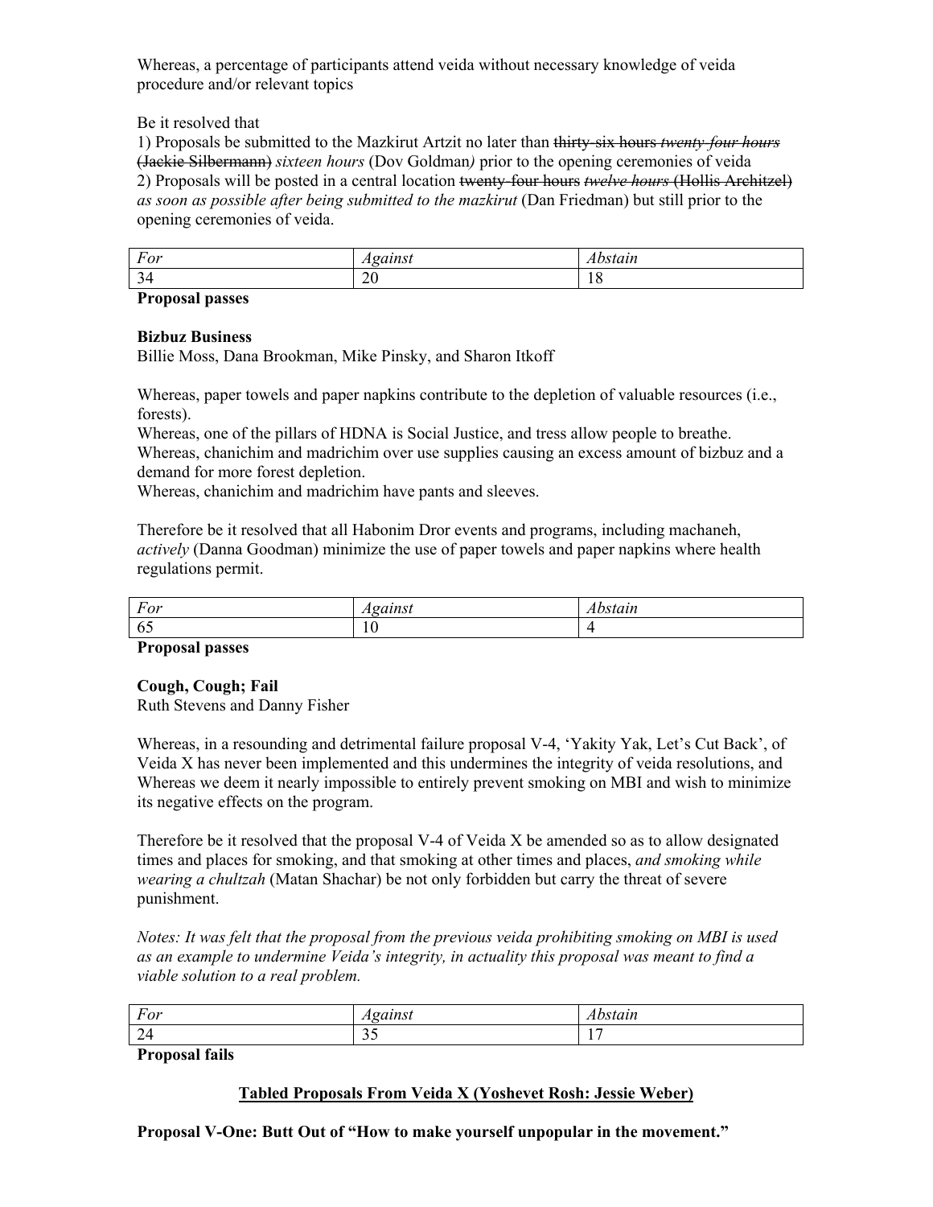Whereas, a percentage of participants attend veida without necessary knowledge of veida procedure and/or relevant topics

Be it resolved that
1) Proposals be submitted to the Mazkirut Artzit no later than ~~thirty-six hours~~ ~~*twenty-four hours*~~ ~~(Jackie Silbermann)~~ *sixteen hours* (Dov Goldman*)* prior to the opening ceremonies of veida
2) Proposals will be posted in a central location ~~twenty-four hours~~ ~~*twelve hours*~~ ~~(Hollis Architzel)~~ *as soon as possible after being submitted to the mazkirut* (Dan Friedman) but still prior to the opening ceremonies of veida.

| *For* | *Against* | *Abstain* |
|---|---|---|
| 34 | 20 | 18 |

**Proposal passes**

**Bizbuz Business**
Billie Moss, Dana Brookman, Mike Pinsky, and Sharon Itkoff

Whereas, paper towels and paper napkins contribute to the depletion of valuable resources (i.e., forests).
Whereas, one of the pillars of HDNA is Social Justice, and tress allow people to breathe.
Whereas, chanichim and madrichim over use supplies causing an excess amount of bizbuz and a demand for more forest depletion.
Whereas, chanichim and madrichim have pants and sleeves.

Therefore be it resolved that all Habonim Dror events and programs, including machaneh, *actively* (Danna Goodman) minimize the use of paper towels and paper napkins where health regulations permit.

| *For* | *Against* | *Abstain* |
|---|---|---|
| 65 | 10 | 4 |

**Proposal passes**

**Cough, Cough; Fail**
Ruth Stevens and Danny Fisher

Whereas, in a resounding and detrimental failure proposal V-4, 'Yakity Yak, Let's Cut Back', of Veida X has never been implemented and this undermines the integrity of veida resolutions, and Whereas we deem it nearly impossible to entirely prevent smoking on MBI and wish to minimize its negative effects on the program.

Therefore be it resolved that the proposal V-4 of Veida X be amended so as to allow designated times and places for smoking, and that smoking at other times and places, *and smoking while wearing a chultzah* (Matan Shachar) be not only forbidden but carry the threat of severe punishment.

*Notes: It was felt that the proposal from the previous veida prohibiting smoking on MBI is used as an example to undermine Veida's integrity, in actuality this proposal was meant to find a viable solution to a real problem.*

| *For* | *Against* | *Abstain* |
|---|---|---|
| 24 | 35 | 17 |

**Proposal fails**

**<u>Tabled Proposals From Veida X (Yoshevet Rosh: Jessie Weber)</u>**

**Proposal V-One: Butt Out of "How to make yourself unpopular in the movement."**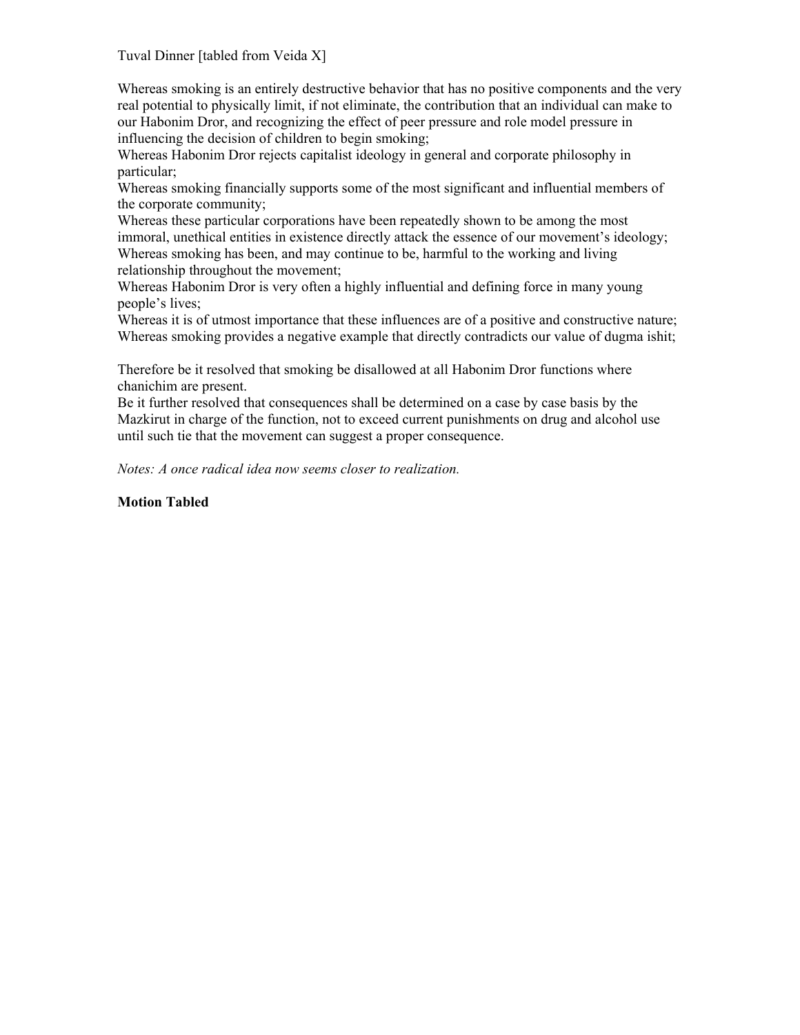Tuval Dinner [tabled from Veida X]

Whereas smoking is an entirely destructive behavior that has no positive components and the very real potential to physically limit, if not eliminate, the contribution that an individual can make to our Habonim Dror, and recognizing the effect of peer pressure and role model pressure in influencing the decision of children to begin smoking;
Whereas Habonim Dror rejects capitalist ideology in general and corporate philosophy in particular;
Whereas smoking financially supports some of the most significant and influential members of the corporate community;
Whereas these particular corporations have been repeatedly shown to be among the most immoral, unethical entities in existence directly attack the essence of our movement's ideology;
Whereas smoking has been, and may continue to be, harmful to the working and living relationship throughout the movement;
Whereas Habonim Dror is very often a highly influential and defining force in many young people's lives;
Whereas it is of utmost importance that these influences are of a positive and constructive nature;
Whereas smoking provides a negative example that directly contradicts our value of dugma ishit;

Therefore be it resolved that smoking be disallowed at all Habonim Dror functions where chanichim are present.
Be it further resolved that consequences shall be determined on a case by case basis by the Mazkirut in charge of the function, not to exceed current punishments on drug and alcohol use until such tie that the movement can suggest a proper consequence.

*Notes: A once radical idea now seems closer to realization.*

**Motion Tabled**